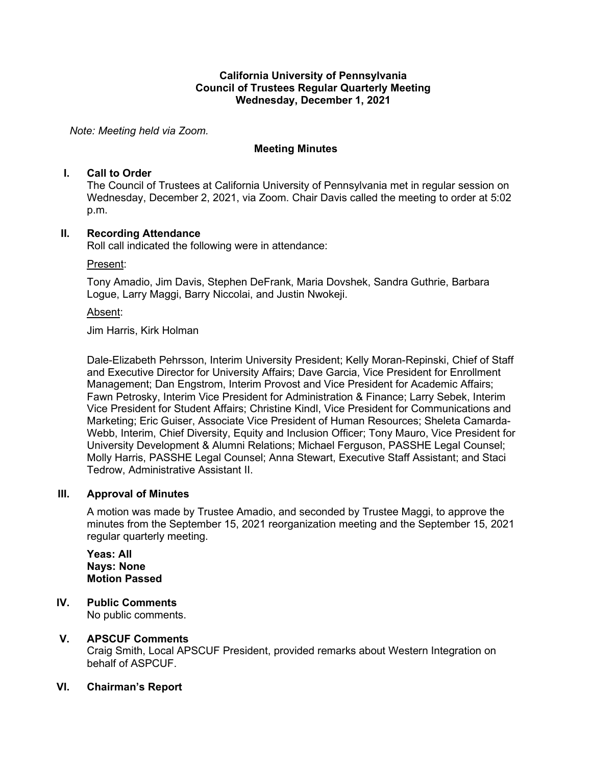**California University of Pennsylvania**
**Council of Trustees Regular Quarterly Meeting**
**Wednesday, December 1, 2021**

*Note: Meeting held via Zoom.*

**Meeting Minutes**

## I. Call to Order

The Council of Trustees at California University of Pennsylvania met in regular session on Wednesday, December 2, 2021, via Zoom. Chair Davis called the meeting to order at 5:02 p.m.

## II. Recording Attendance

Roll call indicated the following were in attendance:

<u>Present</u>:

Tony Amadio, Jim Davis, Stephen DeFrank, Maria Dovshek, Sandra Guthrie, Barbara Logue, Larry Maggi, Barry Niccolai, and Justin Nwokeji.

<u>Absent</u>:

Jim Harris, Kirk Holman

Dale-Elizabeth Pehrsson, Interim University President; Kelly Moran-Repinski, Chief of Staff and Executive Director for University Affairs; Dave Garcia, Vice President for Enrollment Management; Dan Engstrom, Interim Provost and Vice President for Academic Affairs; Fawn Petrosky, Interim Vice President for Administration & Finance; Larry Sebek, Interim Vice President for Student Affairs; Christine Kindl, Vice President for Communications and Marketing; Eric Guiser, Associate Vice President of Human Resources; Sheleta Camarda-Webb, Interim, Chief Diversity, Equity and Inclusion Officer; Tony Mauro, Vice President for University Development & Alumni Relations; Michael Ferguson, PASSHE Legal Counsel; Molly Harris, PASSHE Legal Counsel; Anna Stewart, Executive Staff Assistant; and Staci Tedrow, Administrative Assistant II.

## III. Approval of Minutes

A motion was made by Trustee Amadio, and seconded by Trustee Maggi, to approve the minutes from the September 15, 2021 reorganization meeting and the September 15, 2021 regular quarterly meeting.

**Yeas: All**
**Nays: None**
**Motion Passed**

## IV. Public Comments

No public comments.

## V. APSCUF Comments

Craig Smith, Local APSCUF President, provided remarks about Western Integration on behalf of ASPCUF.

## VI. Chairman's Report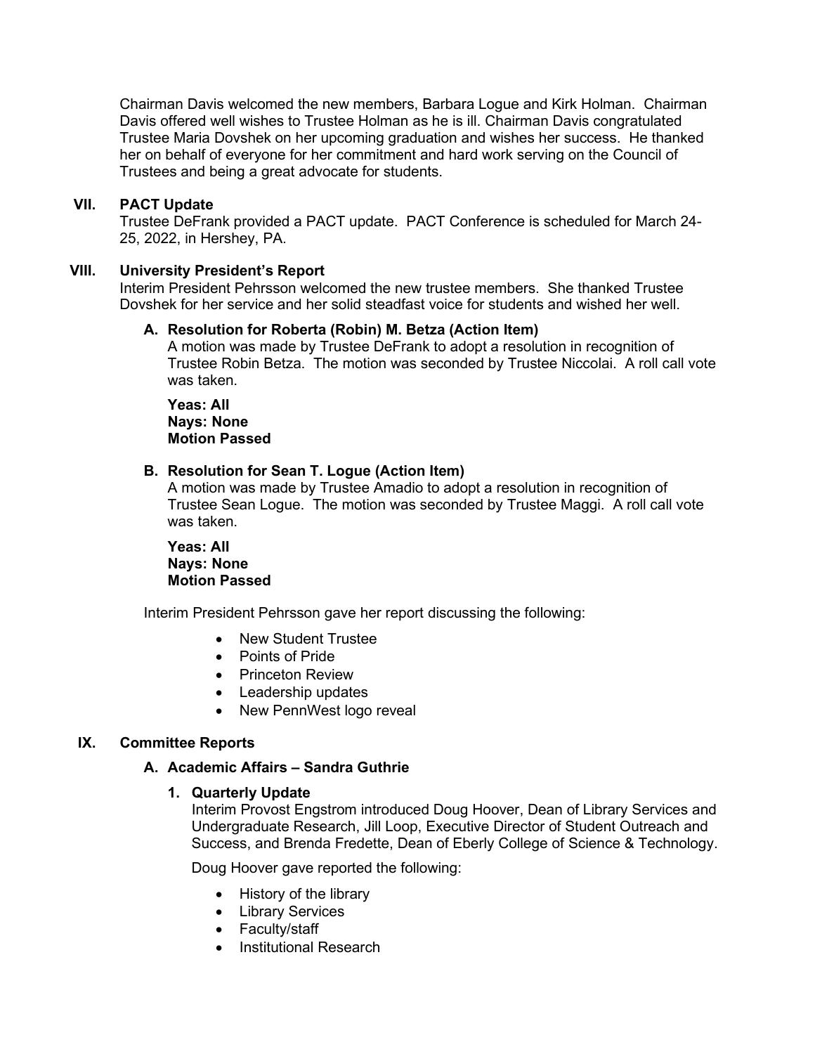Chairman Davis welcomed the new members, Barbara Logue and Kirk Holman. Chairman Davis offered well wishes to Trustee Holman as he is ill. Chairman Davis congratulated Trustee Maria Dovshek on her upcoming graduation and wishes her success. He thanked her on behalf of everyone for her commitment and hard work serving on the Council of Trustees and being a great advocate for students.

## VII. PACT Update

Trustee DeFrank provided a PACT update. PACT Conference is scheduled for March 24-25, 2022, in Hershey, PA.

## VIII. University President's Report

Interim President Pehrsson welcomed the new trustee members. She thanked Trustee Dovshek for her service and her solid steadfast voice for students and wished her well.

### A. Resolution for Roberta (Robin) M. Betza (Action Item)

A motion was made by Trustee DeFrank to adopt a resolution in recognition of Trustee Robin Betza. The motion was seconded by Trustee Niccolai. A roll call vote was taken.

**Yeas: All**
**Nays: None**
**Motion Passed**

### B. Resolution for Sean T. Logue (Action Item)

A motion was made by Trustee Amadio to adopt a resolution in recognition of Trustee Sean Logue. The motion was seconded by Trustee Maggi. A roll call vote was taken.

**Yeas: All**
**Nays: None**
**Motion Passed**

Interim President Pehrsson gave her report discussing the following:

- New Student Trustee
- Points of Pride
- Princeton Review
- Leadership updates
- New PennWest logo reveal

## IX. Committee Reports

### A. Academic Affairs – Sandra Guthrie

#### 1. Quarterly Update

Interim Provost Engstrom introduced Doug Hoover, Dean of Library Services and Undergraduate Research, Jill Loop, Executive Director of Student Outreach and Success, and Brenda Fredette, Dean of Eberly College of Science & Technology.

Doug Hoover gave reported the following:

- History of the library
- Library Services
- Faculty/staff
- Institutional Research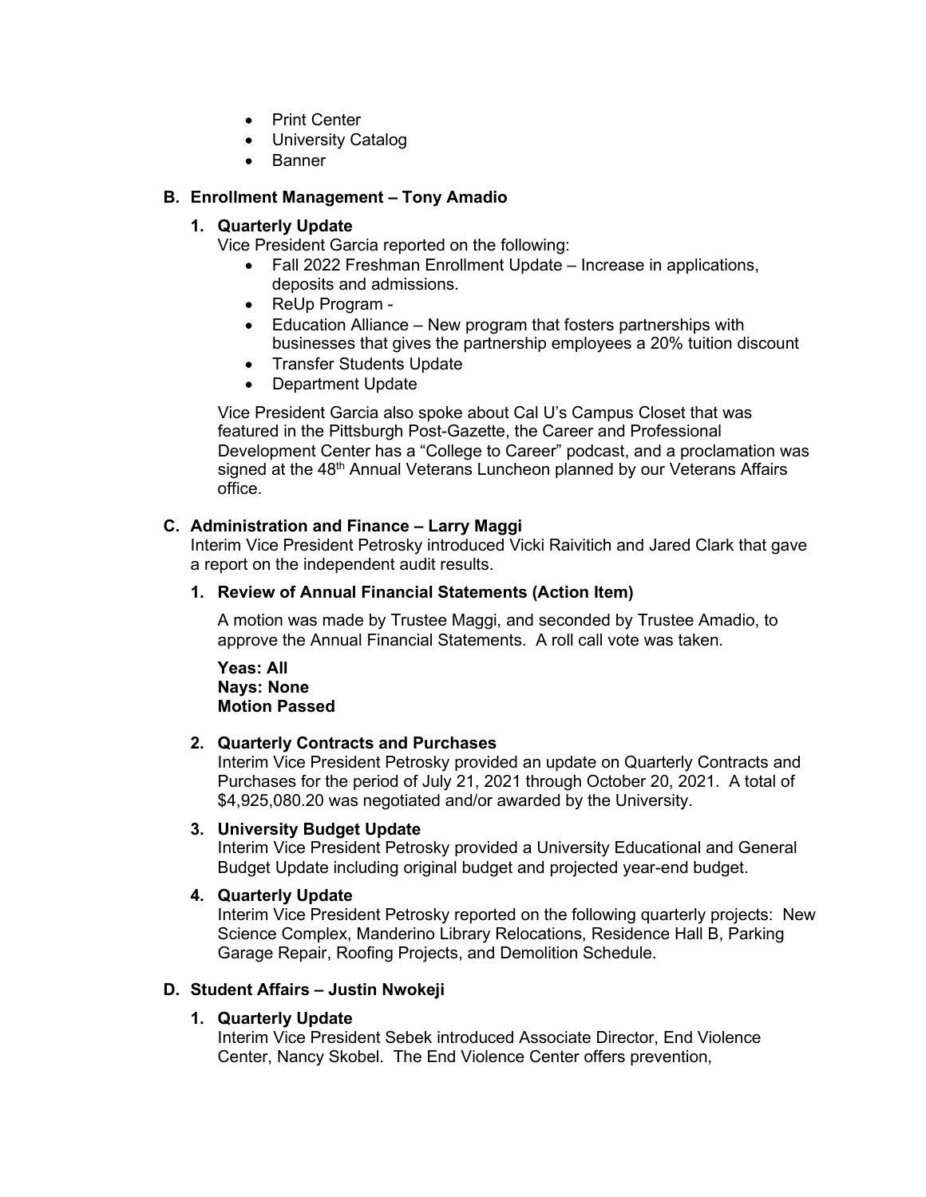- Print Center
- University Catalog
- Banner

### B. Enrollment Management – Tony Amadio

#### 1. Quarterly Update

Vice President Garcia reported on the following:

- Fall 2022 Freshman Enrollment Update – Increase in applications, deposits and admissions.
- ReUp Program -
- Education Alliance – New program that fosters partnerships with businesses that gives the partnership employees a 20% tuition discount
- Transfer Students Update
- Department Update

Vice President Garcia also spoke about Cal U's Campus Closet that was featured in the Pittsburgh Post-Gazette, the Career and Professional Development Center has a "College to Career" podcast, and a proclamation was signed at the 48th Annual Veterans Luncheon planned by our Veterans Affairs office.

### C. Administration and Finance – Larry Maggi

Interim Vice President Petrosky introduced Vicki Raivitich and Jared Clark that gave a report on the independent audit results.

#### 1. Review of Annual Financial Statements (Action Item)

A motion was made by Trustee Maggi, and seconded by Trustee Amadio, to approve the Annual Financial Statements. A roll call vote was taken.

**Yeas: All**
**Nays: None**
**Motion Passed**

#### 2. Quarterly Contracts and Purchases

Interim Vice President Petrosky provided an update on Quarterly Contracts and Purchases for the period of July 21, 2021 through October 20, 2021. A total of $4,925,080.20 was negotiated and/or awarded by the University.

#### 3. University Budget Update

Interim Vice President Petrosky provided a University Educational and General Budget Update including original budget and projected year-end budget.

#### 4. Quarterly Update

Interim Vice President Petrosky reported on the following quarterly projects: New Science Complex, Manderino Library Relocations, Residence Hall B, Parking Garage Repair, Roofing Projects, and Demolition Schedule.

### D. Student Affairs – Justin Nwokeji

#### 1. Quarterly Update

Interim Vice President Sebek introduced Associate Director, End Violence Center, Nancy Skobel. The End Violence Center offers prevention,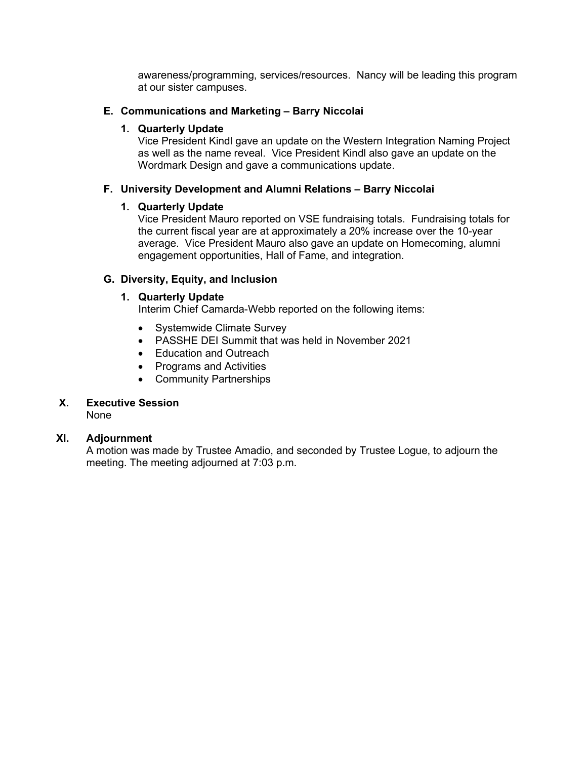awareness/programming, services/resources. Nancy will be leading this program at our sister campuses.

**E. Communications and Marketing – Barry Niccolai**

**1. Quarterly Update**
Vice President Kindl gave an update on the Western Integration Naming Project as well as the name reveal. Vice President Kindl also gave an update on the Wordmark Design and gave a communications update.

**F. University Development and Alumni Relations – Barry Niccolai**

**1. Quarterly Update**
Vice President Mauro reported on VSE fundraising totals. Fundraising totals for the current fiscal year are at approximately a 20% increase over the 10-year average. Vice President Mauro also gave an update on Homecoming, alumni engagement opportunities, Hall of Fame, and integration.

**G. Diversity, Equity, and Inclusion**

**1. Quarterly Update**
Interim Chief Camarda-Webb reported on the following items:

- Systemwide Climate Survey
- PASSHE DEI Summit that was held in November 2021
- Education and Outreach
- Programs and Activities
- Community Partnerships

## X. Executive Session

None

## XI. Adjournment

A motion was made by Trustee Amadio, and seconded by Trustee Logue, to adjourn the meeting. The meeting adjourned at 7:03 p.m.